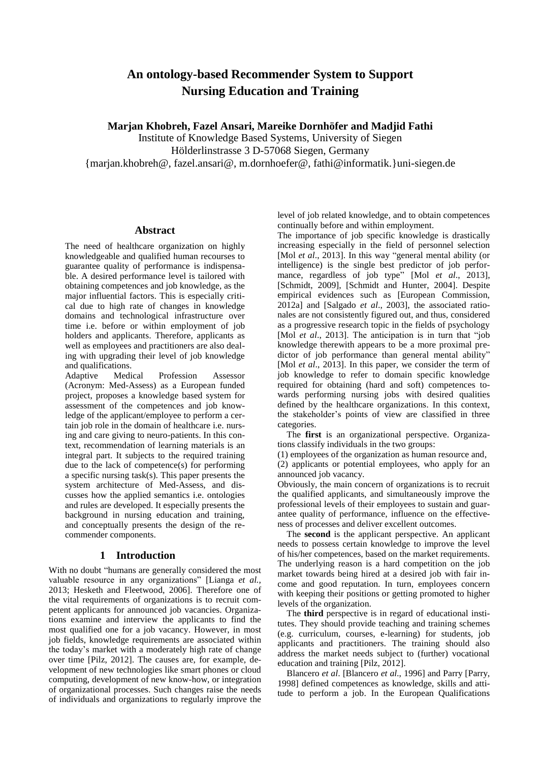# An ontology-based Recommender System to Support Nursing Education and Training

**Marjan Khobreh, Fazel Ansari, Mareike Dornhöfer and Madjid Fathi**

Institute of Knowledge Based Systems, University of Siegen
Hölderlinstrasse 3 D-57068 Siegen, Germany
{marjan.khobreh@, fazel.ansari@, m.dornhoefer@, fathi@informatik.}uni-siegen.de

## Abstract

The need of healthcare organization on highly knowledgeable and qualified human recourses to guarantee quality of performance is indispensable. A desired performance level is tailored with obtaining competences and job knowledge, as the major influential factors. This is especially critical due to high rate of changes in knowledge domains and technological infrastructure over time i.e. before or within employment of job holders and applicants. Therefore, applicants as well as employees and practitioners are also dealing with upgrading their level of job knowledge and qualifications.

Adaptive Medical Profession Assessor (Acronym: Med-Assess) as a European funded project, proposes a knowledge based system for assessment of the competences and job knowledge of the applicant/employee to perform a certain job role in the domain of healthcare i.e. nursing and care giving to neuro-patients. In this context, recommendation of learning materials is an integral part. It subjects to the required training due to the lack of competence(s) for performing a specific nursing task(s). This paper presents the system architecture of Med-Assess, and discusses how the applied semantics i.e. ontologies and rules are developed. It especially presents the background in nursing education and training, and conceptually presents the design of the recommender components.

## 1 Introduction

With no doubt "humans are generally considered the most valuable resource in any organizations" [Lianga *et al.*, 2013; Hesketh and Fleetwood, 2006]. Therefore one of the vital requirements of organizations is to recruit competent applicants for announced job vacancies. Organizations examine and interview the applicants to find the most qualified one for a job vacancy. However, in most job fields, knowledge requirements are associated within the today's market with a moderately high rate of change over time [Pilz, 2012]. The causes are, for example, development of new technologies like smart phones or cloud computing, development of new know-how, or integration of organizational processes. Such changes raise the needs of individuals and organizations to regularly improve the level of job related knowledge, and to obtain competences continually before and within employment.

The importance of job specific knowledge is drastically increasing especially in the field of personnel selection [Mol *et al*., 2013]. In this way "general mental ability (or intelligence) is the single best predictor of job performance, regardless of job type" [Mol *et al*., 2013], [Schmidt, 2009], [Schmidt and Hunter, 2004]. Despite empirical evidences such as [European Commission, 2012a] and [Salgado *et al*., 2003], the associated rationales are not consistently figured out, and thus, considered as a progressive research topic in the fields of psychology [Mol *et al*., 2013]. The anticipation is in turn that "job knowledge therewith appears to be a more proximal predictor of job performance than general mental ability" [Mol *et al*., 2013]. In this paper, we consider the term of job knowledge to refer to domain specific knowledge required for obtaining (hard and soft) competences towards performing nursing jobs with desired qualities defined by the healthcare organizations. In this context, the stakeholder's points of view are classified in three categories.

The **first** is an organizational perspective. Organizations classify individuals in the two groups:

(1) employees of the organization as human resource and,
(2) applicants or potential employees, who apply for an announced job vacancy.

Obviously, the main concern of organizations is to recruit the qualified applicants, and simultaneously improve the professional levels of their employees to sustain and guarantee quality of performance, influence on the effectiveness of processes and deliver excellent outcomes.

The **second** is the applicant perspective. An applicant needs to possess certain knowledge to improve the level of his/her competences, based on the market requirements. The underlying reason is a hard competition on the job market towards being hired at a desired job with fair income and good reputation. In turn, employees concern with keeping their positions or getting promoted to higher levels of the organization.

The **third** perspective is in regard of educational institutes. They should provide teaching and training schemes (e.g. curriculum, courses, e-learning) for students, job applicants and practitioners. The training should also address the market needs subject to (further) vocational education and training [Pilz, 2012].

Blancero *et al*. [Blancero *et al*., 1996] and Parry [Parry, 1998] defined competences as knowledge, skills and attitude to perform a job. In the European Qualifications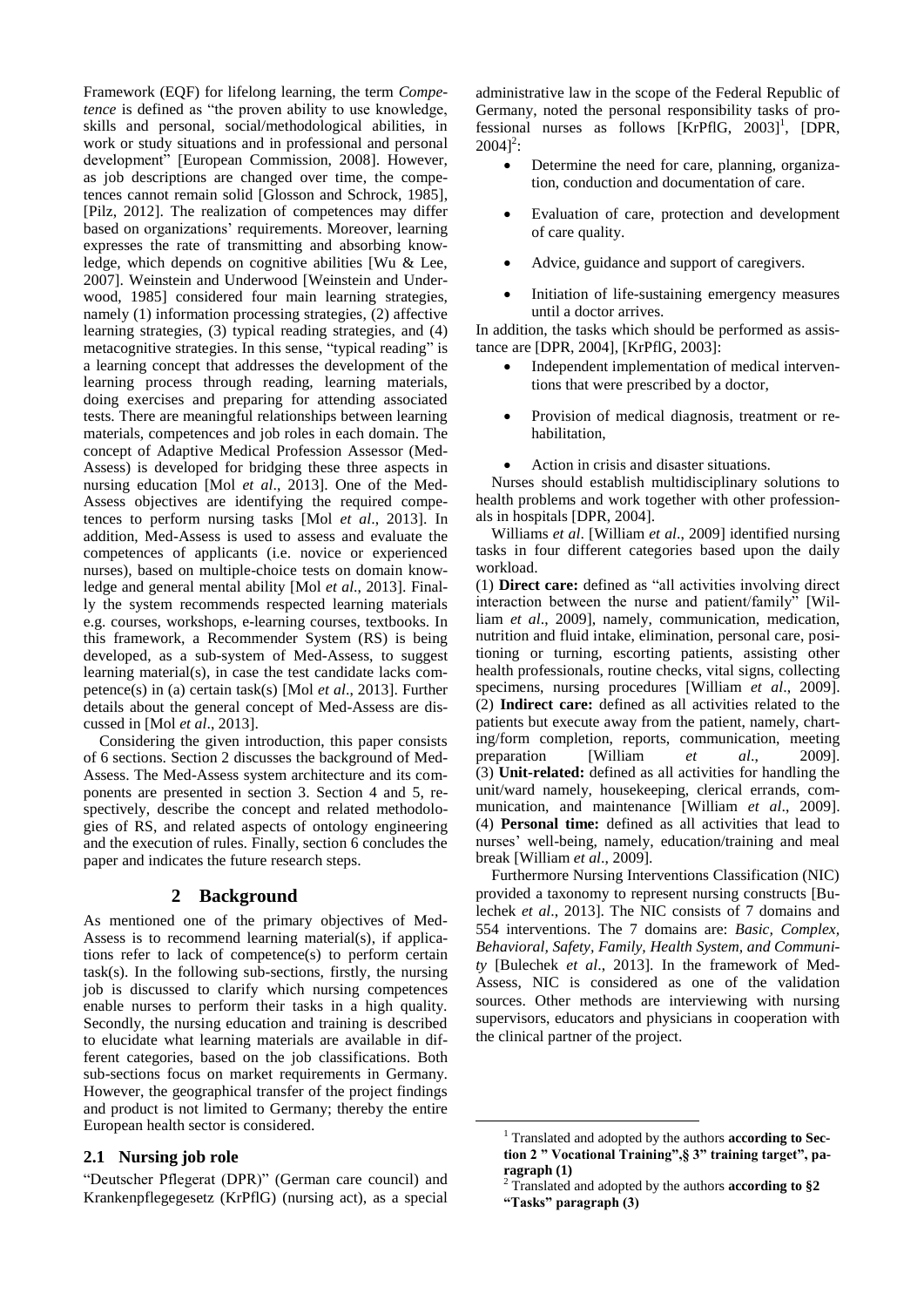Framework (EQF) for lifelong learning, the term *Competence* is defined as "the proven ability to use knowledge, skills and personal, social/methodological abilities, in work or study situations and in professional and personal development" [European Commission, 2008]. However, as job descriptions are changed over time, the competences cannot remain solid [Glosson and Schrock, 1985], [Pilz, 2012]. The realization of competences may differ based on organizations' requirements. Moreover, learning expresses the rate of transmitting and absorbing knowledge, which depends on cognitive abilities [Wu & Lee, 2007]. Weinstein and Underwood [Weinstein and Underwood, 1985] considered four main learning strategies, namely (1) information processing strategies, (2) affective learning strategies, (3) typical reading strategies, and (4) metacognitive strategies. In this sense, "typical reading" is a learning concept that addresses the development of the learning process through reading, learning materials, doing exercises and preparing for attending associated tests. There are meaningful relationships between learning materials, competences and job roles in each domain. The concept of Adaptive Medical Profession Assessor (Med-Assess) is developed for bridging these three aspects in nursing education [Mol *et al*., 2013]. One of the Med-Assess objectives are identifying the required competences to perform nursing tasks [Mol *et al*., 2013]. In addition, Med-Assess is used to assess and evaluate the competences of applicants (i.e. novice or experienced nurses), based on multiple-choice tests on domain knowledge and general mental ability [Mol *et al*., 2013]. Finally the system recommends respected learning materials e.g. courses, workshops, e-learning courses, textbooks. In this framework, a Recommender System (RS) is being developed, as a sub-system of Med-Assess, to suggest learning material(s), in case the test candidate lacks competence(s) in (a) certain task(s) [Mol *et al*., 2013]. Further details about the general concept of Med-Assess are discussed in [Mol *et al*., 2013].

Considering the given introduction, this paper consists of 6 sections. Section 2 discusses the background of Med-Assess. The Med-Assess system architecture and its components are presented in section 3. Section 4 and 5, respectively, describe the concept and related methodologies of RS, and related aspects of ontology engineering and the execution of rules. Finally, section 6 concludes the paper and indicates the future research steps.

## 2 Background

As mentioned one of the primary objectives of Med-Assess is to recommend learning material(s), if applications refer to lack of competence(s) to perform certain task(s). In the following sub-sections, firstly, the nursing job is discussed to clarify which nursing competences enable nurses to perform their tasks in a high quality. Secondly, the nursing education and training is described to elucidate what learning materials are available in different categories, based on the job classifications. Both sub-sections focus on market requirements in Germany. However, the geographical transfer of the project findings and product is not limited to Germany; thereby the entire European health sector is considered.

### 2.1 Nursing job role

"Deutscher Pflegerat (DPR)" (German care council) and Krankenpflegegesetz (KrPflG) (nursing act), as a special administrative law in the scope of the Federal Republic of Germany, noted the personal responsibility tasks of professional nurses as follows [KrPflG, 2003][1], [DPR, 2004][2]:

- Determine the need for care, planning, organization, conduction and documentation of care.
- Evaluation of care, protection and development of care quality.
- Advice, guidance and support of caregivers.
- Initiation of life-sustaining emergency measures until a doctor arrives.

In addition, the tasks which should be performed as assistance are [DPR, 2004], [KrPflG, 2003]:

- Independent implementation of medical interventions that were prescribed by a doctor,
- Provision of medical diagnosis, treatment or rehabilitation,
- Action in crisis and disaster situations.

Nurses should establish multidisciplinary solutions to health problems and work together with other professionals in hospitals [DPR, 2004].

Williams *et al*. [William *et al*., 2009] identified nursing tasks in four different categories based upon the daily workload.

(1) **Direct care:** defined as "all activities involving direct interaction between the nurse and patient/family" [William *et al*., 2009], namely, communication, medication, nutrition and fluid intake, elimination, personal care, positioning or turning, escorting patients, assisting other health professionals, routine checks, vital signs, collecting specimens, nursing procedures [William *et al*., 2009].
(2) **Indirect care:** defined as all activities related to the patients but execute away from the patient, namely, charting/form completion, reports, communication, meeting preparation [William *et al*., 2009].
(3) **Unit-related:** defined as all activities for handling the unit/ward namely, housekeeping, clerical errands, communication, and maintenance [William *et al*., 2009].
(4) **Personal time:** defined as all activities that lead to nurses' well-being, namely, education/training and meal break [William *et al*., 2009].

Furthermore Nursing Interventions Classification (NIC) provided a taxonomy to represent nursing constructs [Bulechek *et al*., 2013]. The NIC consists of 7 domains and 554 interventions. The 7 domains are: *Basic, Complex, Behavioral, Safety, Family, Health System, and Community* [Bulechek *et al*., 2013]. In the framework of Med-Assess, NIC is considered as one of the validation sources. Other methods are interviewing with nursing supervisors, educators and physicians in cooperation with the clinical partner of the project.

---

[1] Translated and adopted by the authors **according to Section 2 " Vocational Training",§ 3" training target", paragraph (1)**

[2] Translated and adopted by the authors **according to §2 "Tasks" paragraph (3)**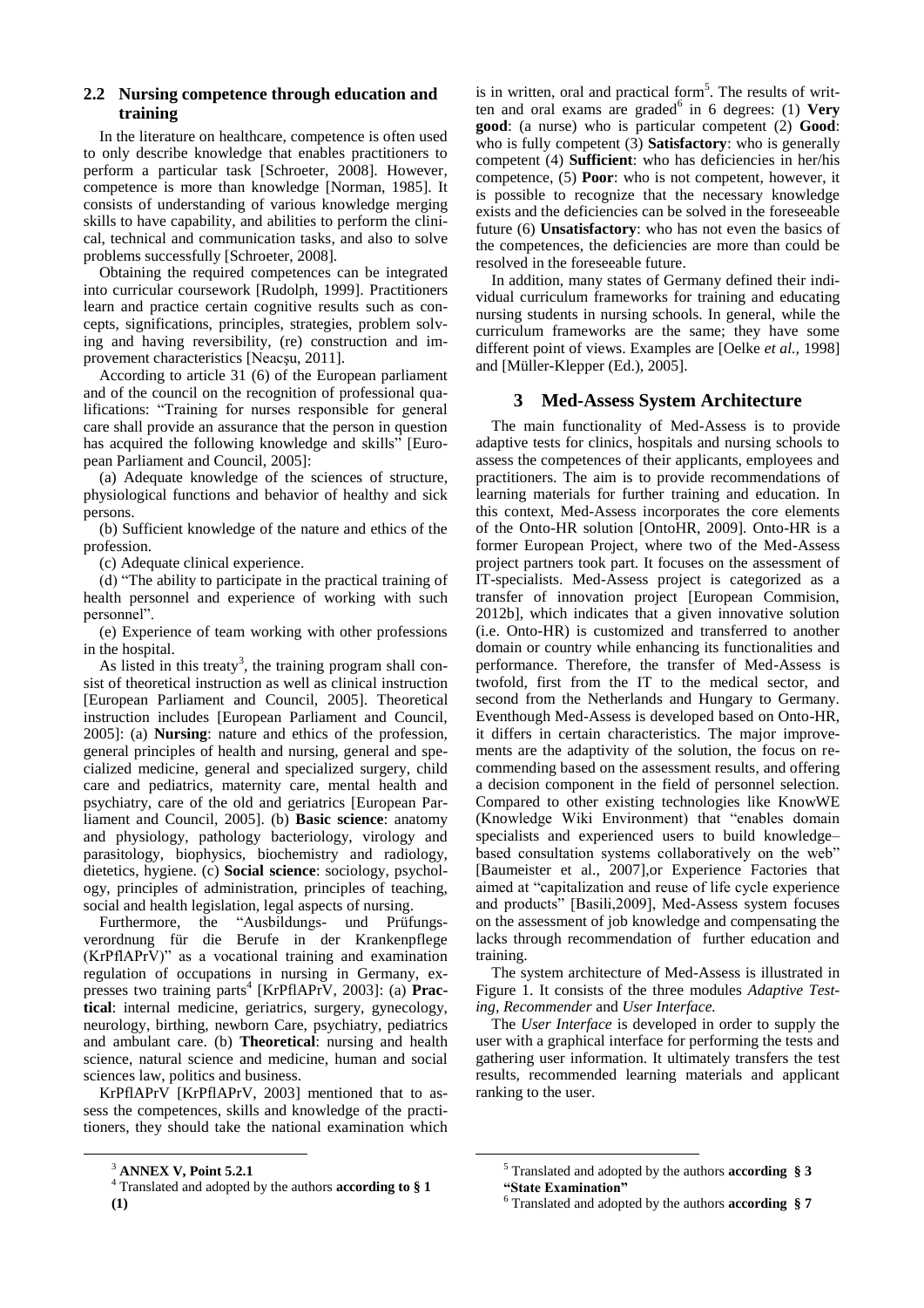## 2.2 Nursing competence through education and training

In the literature on healthcare, competence is often used to only describe knowledge that enables practitioners to perform a particular task [Schroeter, 2008]. However, competence is more than knowledge [Norman, 1985]. It consists of understanding of various knowledge merging skills to have capability, and abilities to perform the clinical, technical and communication tasks, and also to solve problems successfully [Schroeter, 2008].

Obtaining the required competences can be integrated into curricular coursework [Rudolph, 1999]. Practitioners learn and practice certain cognitive results such as concepts, significations, principles, strategies, problem solving and having reversibility, (re) construction and improvement characteristics [Neacşu, 2011].

According to article 31 (6) of the European parliament and of the council on the recognition of professional qualifications: "Training for nurses responsible for general care shall provide an assurance that the person in question has acquired the following knowledge and skills" [European Parliament and Council, 2005]:

(a) Adequate knowledge of the sciences of structure, physiological functions and behavior of healthy and sick persons.

(b) Sufficient knowledge of the nature and ethics of the profession.

(c) Adequate clinical experience.

(d) "The ability to participate in the practical training of health personnel and experience of working with such personnel".

(e) Experience of team working with other professions in the hospital.

As listed in this treaty[3], the training program shall consist of theoretical instruction as well as clinical instruction [European Parliament and Council, 2005]. Theoretical instruction includes [European Parliament and Council, 2005]: (a) **Nursing**: nature and ethics of the profession, general principles of health and nursing, general and specialized medicine, general and specialized surgery, child care and pediatrics, maternity care, mental health and psychiatry, care of the old and geriatrics [European Parliament and Council, 2005]. (b) **Basic science**: anatomy and physiology, pathology bacteriology, virology and parasitology, biophysics, biochemistry and radiology, dietetics, hygiene. (c) **Social science**: sociology, psychology, principles of administration, principles of teaching, social and health legislation, legal aspects of nursing.

Furthermore, the "Ausbildungs- und Prüfungsverordnung für die Berufe in der Krankenpflege (KrPflAPrV)" as a vocational training and examination regulation of occupations in nursing in Germany, expresses two training parts[4] [KrPflAPrV, 2003]: (a) **Practical**: internal medicine, geriatrics, surgery, gynecology, neurology, birthing, newborn Care, psychiatry, pediatrics and ambulant care. (b) **Theoretical**: nursing and health science, natural science and medicine, human and social sciences law, politics and business.

KrPflAPrV [KrPflAPrV, 2003] mentioned that to assess the competences, skills and knowledge of the practitioners, they should take the national examination which is in written, oral and practical form[5]. The results of written and oral exams are graded[6] in 6 degrees: (1) **Very good**: (a nurse) who is particular competent (2) **Good**: who is fully competent (3) **Satisfactory**: who is generally competent (4) **Sufficient**: who has deficiencies in her/his competence, (5) **Poor**: who is not competent, however, it is possible to recognize that the necessary knowledge exists and the deficiencies can be solved in the foreseeable future (6) **Unsatisfactory**: who has not even the basics of the competences, the deficiencies are more than could be resolved in the foreseeable future.

In addition, many states of Germany defined their individual curriculum frameworks for training and educating nursing students in nursing schools. In general, while the curriculum frameworks are the same; they have some different point of views. Examples are [Oelke *et al.,* 1998] and [Müller-Klepper (Ed.), 2005].

# 3 Med-Assess System Architecture

The main functionality of Med-Assess is to provide adaptive tests for clinics, hospitals and nursing schools to assess the competences of their applicants, employees and practitioners. The aim is to provide recommendations of learning materials for further training and education. In this context, Med-Assess incorporates the core elements of the Onto-HR solution [OntoHR, 2009]. Onto-HR is a former European Project, where two of the Med-Assess project partners took part. It focuses on the assessment of IT-specialists. Med-Assess project is categorized as a transfer of innovation project [European Commision, 2012b], which indicates that a given innovative solution (i.e. Onto-HR) is customized and transferred to another domain or country while enhancing its functionalities and performance. Therefore, the transfer of Med-Assess is twofold, first from the IT to the medical sector, and second from the Netherlands and Hungary to Germany. Eventhough Med-Assess is developed based on Onto-HR, it differs in certain characteristics. The major improvements are the adaptivity of the solution, the focus on recommending based on the assessment results, and offering a decision component in the field of personnel selection. Compared to other existing technologies like KnowWE (Knowledge Wiki Environment) that "enables domain specialists and experienced users to build knowledge–based consultation systems collaboratively on the web" [Baumeister et al., 2007],or Experience Factories that aimed at "capitalization and reuse of life cycle experience and products" [Basili,2009], Med-Assess system focuses on the assessment of job knowledge and compensating the lacks through recommendation of further education and training.

The system architecture of Med-Assess is illustrated in Figure 1. It consists of the three modules *Adaptive Testing*, *Recommender* and *User Interface.*

The *User Interface* is developed in order to supply the user with a graphical interface for performing the tests and gathering user information. It ultimately transfers the test results, recommended learning materials and applicant ranking to the user.

---

[3] **ANNEX V, Point 5.2.1**

[4] Translated and adopted by the authors **according to § 1 (1)**

[5] Translated and adopted by the authors **according § 3 "State Examination"**

[6] Translated and adopted by the authors **according § 7**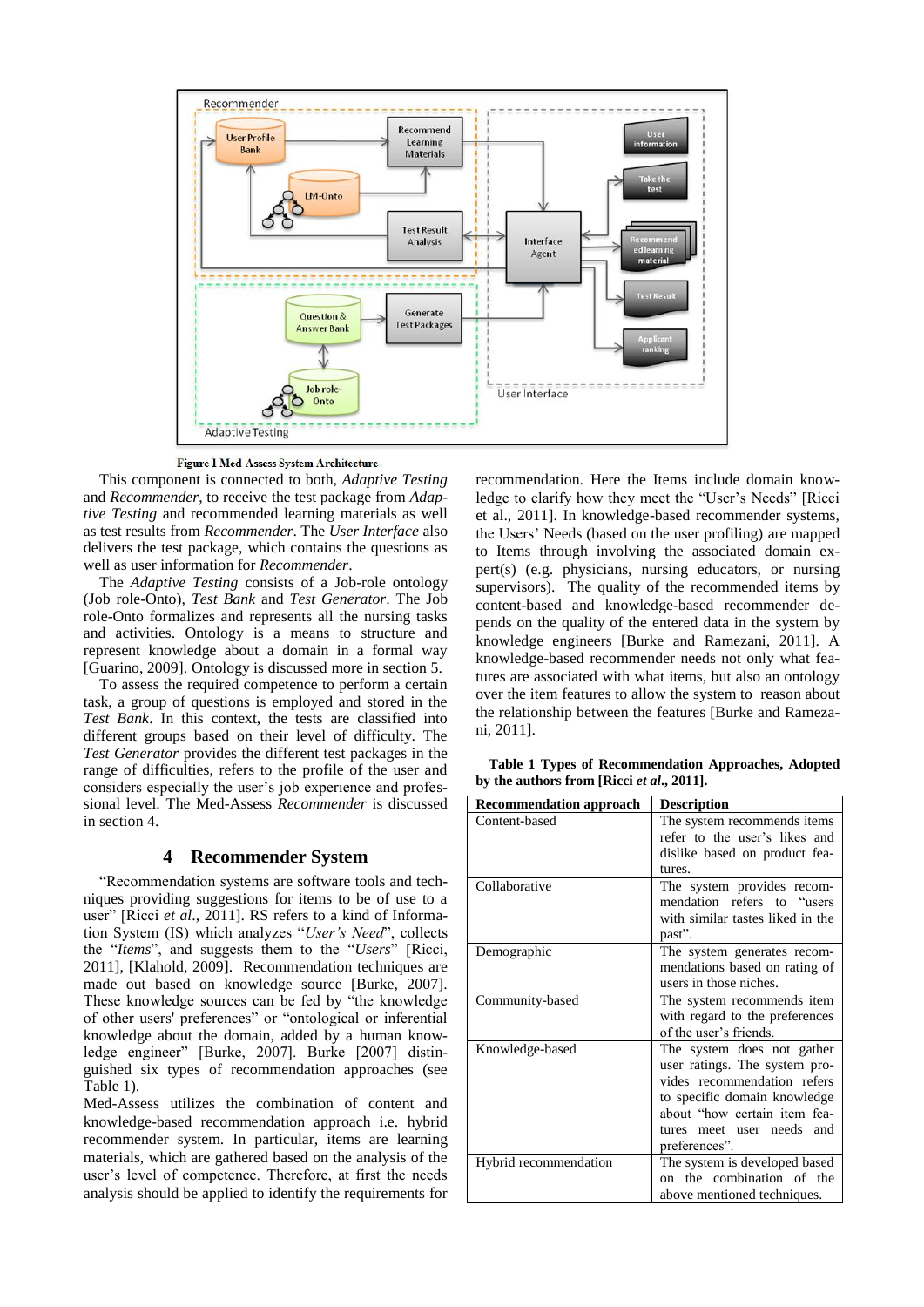**Figure 1 Med-Assess System Architecture**

This component is connected to both, *Adaptive Testing* and *Recommender*, to receive the test package from *Adaptive Testing* and recommended learning materials as well as test results from *Recommender*. The *User Interface* also delivers the test package, which contains the questions as well as user information for *Recommender*.

The *Adaptive Testing* consists of a Job-role ontology (Job role-Onto), *Test Bank* and *Test Generator*. The Job role-Onto formalizes and represents all the nursing tasks and activities. Ontology is a means to structure and represent knowledge about a domain in a formal way [Guarino, 2009]. Ontology is discussed more in section 5.

To assess the required competence to perform a certain task, a group of questions is employed and stored in the *Test Bank*. In this context, the tests are classified into different groups based on their level of difficulty. The *Test Generator* provides the different test packages in the range of difficulties, refers to the profile of the user and considers especially the user's job experience and professional level. The Med-Assess *Recommender* is discussed in section 4.

## 4 Recommender System

"Recommendation systems are software tools and techniques providing suggestions for items to be of use to a user" [Ricci *et al*., 2011]. RS refers to a kind of Information System (IS) which analyzes "*User's Need*", collects the "*Items*", and suggests them to the "*Users*" [Ricci, 2011], [Klahold, 2009]. Recommendation techniques are made out based on knowledge source [Burke, 2007]. These knowledge sources can be fed by "the knowledge of other users' preferences" or "ontological or inferential knowledge about the domain, added by a human knowledge engineer" [Burke, 2007]. Burke [2007] distinguished six types of recommendation approaches (see Table 1).

Med-Assess utilizes the combination of content and knowledge-based recommendation approach i.e. hybrid recommender system. In particular, items are learning materials, which are gathered based on the analysis of the user's level of competence. Therefore, at first the needs analysis should be applied to identify the requirements for recommendation. Here the Items include domain knowledge to clarify how they meet the "User's Needs" [Ricci et al., 2011]. In knowledge-based recommender systems, the Users' Needs (based on the user profiling) are mapped to Items through involving the associated domain expert(s) (e.g. physicians, nursing educators, or nursing supervisors). The quality of the recommended items by content-based and knowledge-based recommender depends on the quality of the entered data in the system by knowledge engineers [Burke and Ramezani, 2011]. A knowledge-based recommender needs not only what features are associated with what items, but also an ontology over the item features to allow the system to reason about the relationship between the features [Burke and Ramezani, 2011].

**Table 1 Types of Recommendation Approaches, Adopted by the authors from [Ricci *et al*., 2011].**

| Recommendation approach | Description |
| --- | --- |
| Content-based | The system recommends items refer to the user's likes and dislike based on product features. |
| Collaborative | The system provides recommendation refers to "users with similar tastes liked in the past". |
| Demographic | The system generates recommendations based on rating of users in those niches. |
| Community-based | The system recommends item with regard to the preferences of the user's friends. |
| Knowledge-based | The system does not gather user ratings. The system provides recommendation refers to specific domain knowledge about "how certain item features meet user needs and preferences". |
| Hybrid recommendation | The system is developed based on the combination of the above mentioned techniques. |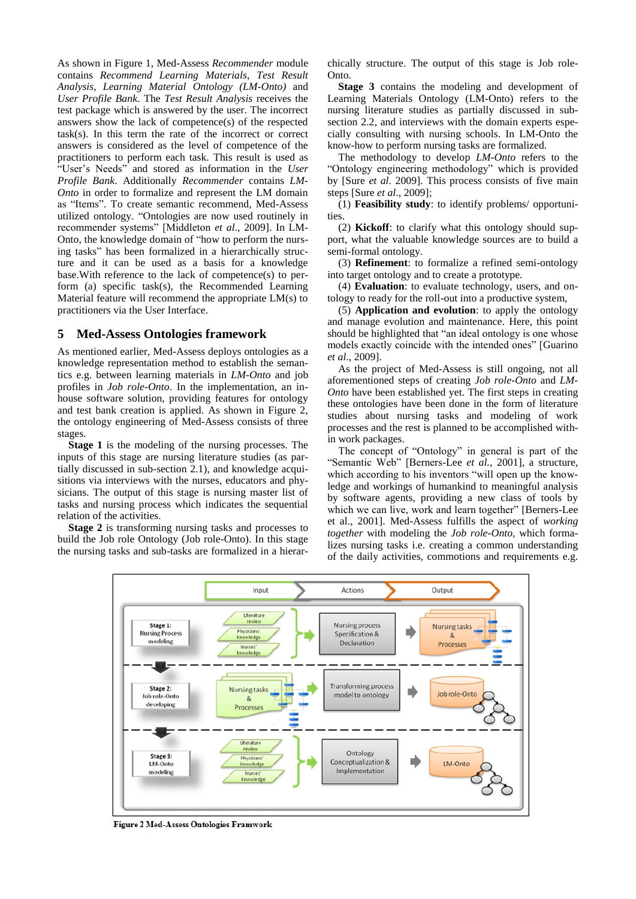As shown in Figure 1, Med-Assess *Recommender* module contains *Recommend Learning Materials*, *Test Result Analysis*, *Learning Material Ontology (LM-Onto)* and *User Profile Bank*. The *Test Result Analysis* receives the test package which is answered by the user. The incorrect answers show the lack of competence(s) of the respected task(s). In this term the rate of the incorrect or correct answers is considered as the level of competence of the practitioners to perform each task. This result is used as "User's Needs" and stored as information in the *User Profile Bank*. Additionally *Recommender* contains *LM-Onto* in order to formalize and represent the LM domain as "Items". To create semantic recommend, Med-Assess utilized ontology. "Ontologies are now used routinely in recommender systems" [Middleton *et al*., 2009]. In LM-Onto, the knowledge domain of "how to perform the nursing tasks" has been formalized in a hierarchically structure and it can be used as a basis for a knowledge base.With reference to the lack of competence(s) to perform (a) specific task(s), the Recommended Learning Material feature will recommend the appropriate LM(s) to practitioners via the User Interface.

## 5 Med-Assess Ontologies framework

As mentioned earlier, Med-Assess deploys ontologies as a knowledge representation method to establish the semantics e.g. between learning materials in *LM-Onto* and job profiles in *Job role-Onto*. In the implementation, an in-house software solution, providing features for ontology and test bank creation is applied. As shown in Figure 2, the ontology engineering of Med-Assess consists of three stages.

**Stage 1** is the modeling of the nursing processes. The inputs of this stage are nursing literature studies (as partially discussed in sub-section 2.1), and knowledge acquisitions via interviews with the nurses, educators and physicians. The output of this stage is nursing master list of tasks and nursing process which indicates the sequential relation of the activities.

**Stage 2** is transforming nursing tasks and processes to build the Job role Ontology (Job role-Onto). In this stage the nursing tasks and sub-tasks are formalized in a hierarchically structure. The output of this stage is Job role-Onto.

**Stage 3** contains the modeling and development of Learning Materials Ontology (LM-Onto) refers to the nursing literature studies as partially discussed in sub-section 2.2, and interviews with the domain experts especially consulting with nursing schools. In LM-Onto the know-how to perform nursing tasks are formalized.

The methodology to develop *LM-Onto* refers to the "Ontology engineering methodology" which is provided by [Sure *et al*. 2009]. This process consists of five main steps [Sure *et al*., 2009];

(1) **Feasibility study**: to identify problems/ opportunities.

(2) **Kickoff**: to clarify what this ontology should support, what the valuable knowledge sources are to build a semi-formal ontology.

(3) **Refinement**: to formalize a refined semi-ontology into target ontology and to create a prototype.

(4) **Evaluation**: to evaluate technology, users, and ontology to ready for the roll-out into a productive system,

(5) **Application and evolution**: to apply the ontology and manage evolution and maintenance. Here, this point should be highlighted that "an ideal ontology is one whose models exactly coincide with the intended ones" [Guarino *et al*., 2009].

As the project of Med-Assess is still ongoing, not all aforementioned steps of creating *Job role-Onto* and *LM-Onto* have been established yet. The first steps in creating these ontologies have been done in the form of literature studies about nursing tasks and modeling of work processes and the rest is planned to be accomplished within work packages.

The concept of "Ontology" in general is part of the "Semantic Web" [Berners-Lee *et al.,* 2001], a structure, which according to his inventors "will open up the knowledge and workings of humankind to meaningful analysis by software agents, providing a new class of tools by which we can live, work and learn together" [Berners-Lee et al., 2001]. Med-Assess fulfills the aspect of *working together* with modeling the *Job role-Onto*, which formalizes nursing tasks i.e. creating a common understanding of the daily activities, commotions and requirements e.g.

**Figure 2 Med-Assess Ontologies Framwork**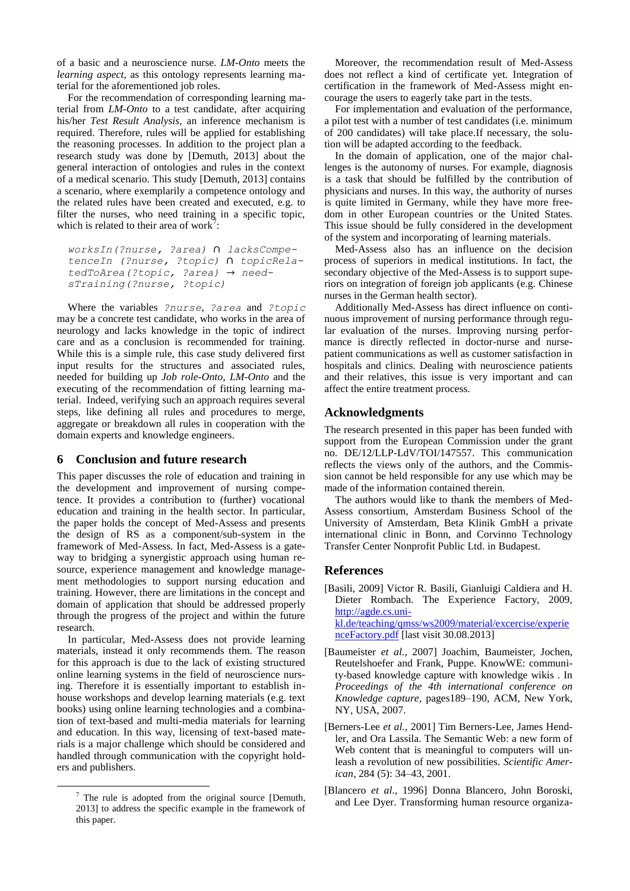of a basic and a neuroscience nurse. *LM-Onto* meets the *learning aspect*, as this ontology represents learning material for the aforementioned job roles.

For the recommendation of corresponding learning material from *LM-Onto* to a test candidate, after acquiring his/her *Test Result Analysis*, an inference mechanism is required. Therefore, rules will be applied for establishing the reasoning processes. In addition to the project plan a research study was done by [Demuth, 2013] about the general interaction of ontologies and rules in the context of a medical scenario. This study [Demuth, 2013] contains a scenario, where exemplarily a competence ontology and the related rules have been created and executed, e.g. to filter the nurses, who need training in a specific topic, which is related to their area of work[7]:

```
worksIn(?nurse, ?area) ∩ lacksCompetenceIn (?nurse, ?topic) ∩ topicRelatedToArea(?topic, ?area) → needsTraining(?nurse, ?topic)
```

Where the variables `?nurse`, `?area` and `?topic` may be a concrete test candidate, who works in the area of neurology and lacks knowledge in the topic of indirect care and as a conclusion is recommended for training. While this is a simple rule, this case study delivered first input results for the structures and associated rules, needed for building up *Job role-Onto*, *LM-Onto* and the executing of the recommendation of fitting learning material. Indeed, verifying such an approach requires several steps, like defining all rules and procedures to merge, aggregate or breakdown all rules in cooperation with the domain experts and knowledge engineers.

## 6 Conclusion and future research

This paper discusses the role of education and training in the development and improvement of nursing competence. It provides a contribution to (further) vocational education and training in the health sector. In particular, the paper holds the concept of Med-Assess and presents the design of RS as a component/sub-system in the framework of Med-Assess. In fact, Med-Assess is a gateway to bridging a synergistic approach using human resource, experience management and knowledge management methodologies to support nursing education and training. However, there are limitations in the concept and domain of application that should be addressed properly through the progress of the project and within the future research.

In particular, Med-Assess does not provide learning materials, instead it only recommends them. The reason for this approach is due to the lack of existing structured online learning systems in the field of neuroscience nursing. Therefore it is essentially important to establish in-house workshops and develop learning materials (e.g. text books) using online learning technologies and a combination of text-based and multi-media materials for learning and education. In this way, licensing of text-based materials is a major challenge which should be considered and handled through communication with the copyright holders and publishers.

Moreover, the recommendation result of Med-Assess does not reflect a kind of certificate yet. Integration of certification in the framework of Med-Assess might encourage the users to eagerly take part in the tests.

For implementation and evaluation of the performance, a pilot test with a number of test candidates (i.e. minimum of 200 candidates) will take place.If necessary, the solution will be adapted according to the feedback.

In the domain of application, one of the major challenges is the autonomy of nurses. For example, diagnosis is a task that should be fulfilled by the contribution of physicians and nurses. In this way, the authority of nurses is quite limited in Germany, while they have more freedom in other European countries or the United States. This issue should be fully considered in the development of the system and incorporating of learning materials.

Med-Assess also has an influence on the decision process of superiors in medical institutions. In fact, the secondary objective of the Med-Assess is to support superiors on integration of foreign job applicants (e.g. Chinese nurses in the German health sector).

Additionally Med-Assess has direct influence on continuous improvement of nursing performance through regular evaluation of the nurses. Improving nursing performance is directly reflected in doctor-nurse and nurse-patient communications as well as customer satisfaction in hospitals and clinics. Dealing with neuroscience patients and their relatives, this issue is very important and can affect the entire treatment process.

## Acknowledgments

The research presented in this paper has been funded with support from the European Commission under the grant no. DE/12/LLP-LdV/TOI/147557. This communication reflects the views only of the authors, and the Commission cannot be held responsible for any use which may be made of the information contained therein.

The authors would like to thank the members of Med-Assess consortium, Amsterdam Business School of the University of Amsterdam, Beta Klinik GmbH a private international clinic in Bonn, and Corvinno Technology Transfer Center Nonprofit Public Ltd. in Budapest.

## References

[Basili, 2009] Victor R. Basili, Gianluigi Caldiera and H. Dieter Rombach. The Experience Factory, 2009, http://agde.cs.uni-kl.de/teaching/qmss/ws2009/material/excercise/experienceFactory.pdf [last visit 30.08.2013]

[Baumeister *et al.*, 2007] Joachim, Baumeister, Jochen, Reutelshoefer and Frank, Puppe. KnowWE: community-based knowledge capture with knowledge wikis . In *Proceedings of the 4th international conference on Knowledge capture*, pages189–190, ACM, New York, NY, USA, 2007.

[Berners-Lee *et al.*, 2001] Tim Berners-Lee, James Hendler, and Ora Lassila. The Semantic Web: a new form of Web content that is meaningful to computers will unleash a revolution of new possibilities. *Scientific American*, 284 (5): 34–43, 2001.

[Blancero *et al.*, 1996] Donna Blancero, John Boroski, and Lee Dyer. Transforming human resource organiza-

[7] The rule is adopted from the original source [Demuth, 2013] to address the specific example in the framework of this paper.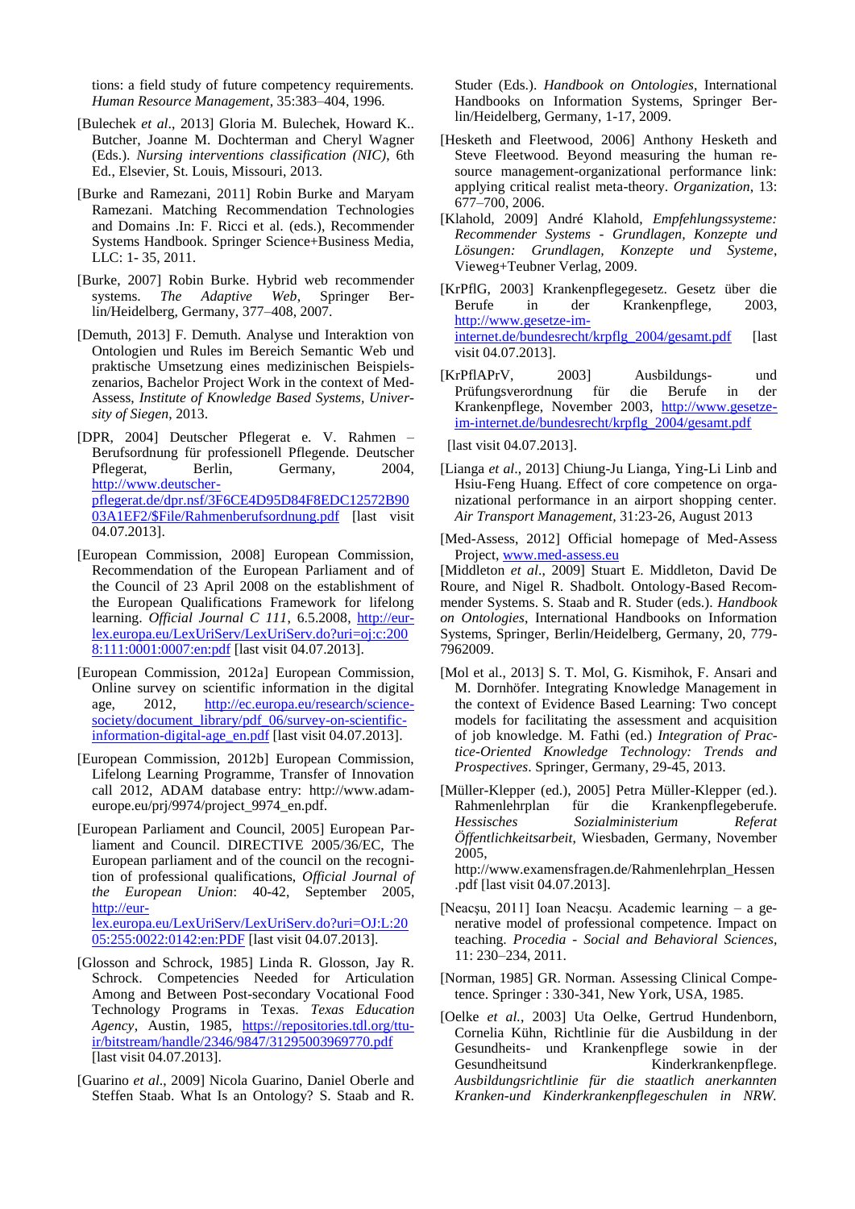tions: a field study of future competency requirements. *Human Resource Management*, 35:383–404, 1996.

[Bulechek *et al*., 2013] Gloria M. Bulechek, Howard K.. Butcher, Joanne M. Dochterman and Cheryl Wagner (Eds.). *Nursing interventions classification (NIC)*, 6th Ed., Elsevier, St. Louis, Missouri, 2013.

[Burke and Ramezani, 2011] Robin Burke and Maryam Ramezani. Matching Recommendation Technologies and Domains .In: F. Ricci et al. (eds.), Recommender Systems Handbook. Springer Science+Business Media, LLC: 1- 35, 2011.

[Burke, 2007] Robin Burke. Hybrid web recommender systems. *The Adaptive Web*, Springer Berlin/Heidelberg, Germany, 377–408, 2007.

[Demuth, 2013] F. Demuth. Analyse und Interaktion von Ontologien und Rules im Bereich Semantic Web und praktische Umsetzung eines medizinischen Beispielszenarios, Bachelor Project Work in the context of Med-Assess, *Institute of Knowledge Based Systems, University of Siegen*, 2013.

[DPR, 2004] Deutscher Pflegerat e. V. Rahmen – Berufsordnung für professionell Pflegende. Deutscher Pflegerat, Berlin, Germany, 2004, http://www.deutscher-pflegerat.de/dpr.nsf/3F6CE4D95D84F8EDC12572B9003A1EF2/$File/Rahmenberufsordnung.pdf [last visit 04.07.2013].

[European Commission, 2008] European Commission, Recommendation of the European Parliament and of the Council of 23 April 2008 on the establishment of the European Qualifications Framework for lifelong learning. *Official Journal C 111*, 6.5.2008, http://eur-lex.europa.eu/LexUriServ/LexUriServ.do?uri=oj:c:2008:111:0001:0007:en:pdf [last visit 04.07.2013].

[European Commission, 2012a] European Commission, Online survey on scientific information in the digital age, 2012, http://ec.europa.eu/research/science-society/document_library/pdf_06/survey-on-scientific-information-digital-age_en.pdf [last visit 04.07.2013].

[European Commission, 2012b] European Commission, Lifelong Learning Programme, Transfer of Innovation call 2012, ADAM database entry: http://www.adam-europe.eu/prj/9974/project_9974_en.pdf.

[European Parliament and Council, 2005] European Parliament and Council. DIRECTIVE 2005/36/EC, The European parliament and of the council on the recognition of professional qualifications, *Official Journal of the European Union*: 40-42, September 2005, http://eur-lex.europa.eu/LexUriServ/LexUriServ.do?uri=OJ:L:2005:255:0022:0142:en:PDF [last visit 04.07.2013].

[Glosson and Schrock, 1985] Linda R. Glosson, Jay R. Schrock. Competencies Needed for Articulation Among and Between Post-secondary Vocational Food Technology Programs in Texas. *Texas Education Agency*, Austin, 1985, https://repositories.tdl.org/ttu-ir/bitstream/handle/2346/9847/31295003969770.pdf [last visit 04.07.2013].

[Guarino *et al*., 2009] Nicola Guarino, Daniel Oberle and Steffen Staab. What Is an Ontology? S. Staab and R. Studer (Eds.). *Handbook on Ontologies*, International Handbooks on Information Systems, Springer Berlin/Heidelberg, Germany, 1-17, 2009.

[Hesketh and Fleetwood, 2006] Anthony Hesketh and Steve Fleetwood. Beyond measuring the human resource management-organizational performance link: applying critical realist meta-theory. *Organization*, 13: 677–700, 2006.

[Klahold, 2009] André Klahold, *Empfehlungssysteme: Recommender Systems - Grundlagen, Konzepte und Lösungen: Grundlagen, Konzepte und Systeme*, Vieweg+Teubner Verlag, 2009.

[KrPflG, 2003] Krankenpflegegesetz. Gesetz über die Berufe in der Krankenpflege, 2003, http://www.gesetze-im-internet.de/bundesrecht/krpflg_2004/gesamt.pdf [last visit 04.07.2013].

[KrPflAPrV, 2003] Ausbildungs- und Prüfungsverordnung für die Berufe in der Krankenpflege, November 2003, http://www.gesetze-im-internet.de/bundesrecht/krpflg_2004/gesamt.pdf [last visit 04.07.2013].

[Lianga *et al*., 2013] Chiung-Ju Lianga, Ying-Li Linb and Hsiu-Feng Huang. Effect of core competence on organizational performance in an airport shopping center. *Air Transport Management*, 31:23-26, August 2013

[Med-Assess, 2012] Official homepage of Med-Assess Project, www.med-assess.eu

[Middleton *et al*., 2009] Stuart E. Middleton, David De Roure, and Nigel R. Shadbolt. Ontology-Based Recommender Systems. S. Staab and R. Studer (eds.). *Handbook on Ontologies*, International Handbooks on Information Systems, Springer, Berlin/Heidelberg, Germany, 20, 779-7962009.

[Mol et al., 2013] S. T. Mol, G. Kismihok, F. Ansari and M. Dornhöfer. Integrating Knowledge Management in the context of Evidence Based Learning: Two concept models for facilitating the assessment and acquisition of job knowledge. M. Fathi (ed.) *Integration of Practice-Oriented Knowledge Technology: Trends and Prospectives*. Springer, Germany, 29-45, 2013.

[Müller-Klepper (ed.), 2005] Petra Müller-Klepper (ed.). Rahmenlehrplan für die Krankenpflegeberufe. *Hessisches Sozialministerium Referat Öffentlichkeitsarbeit*, Wiesbaden, Germany, November 2005, http://www.examensfragen.de/Rahmenlehrplan_Hessen.pdf [last visit 04.07.2013].

[Neacşu, 2011] Ioan Neacşu. Academic learning – a generative model of professional competence. Impact on teaching. *Procedia - Social and Behavioral Sciences*, 11: 230–234, 2011.

[Norman, 1985] GR. Norman. Assessing Clinical Competence. Springer : 330-341, New York, USA, 1985.

[Oelke *et al.*, 2003] Uta Oelke, Gertrud Hundenborn, Cornelia Kühn, Richtlinie für die Ausbildung in der Gesundheits- und Krankenpflege sowie in der Gesundheitsund Kinderkrankenpflege. *Ausbildungsrichtlinie für die staatlich anerkannten Kranken-und Kinderkrankenpflegeschulen in NRW.*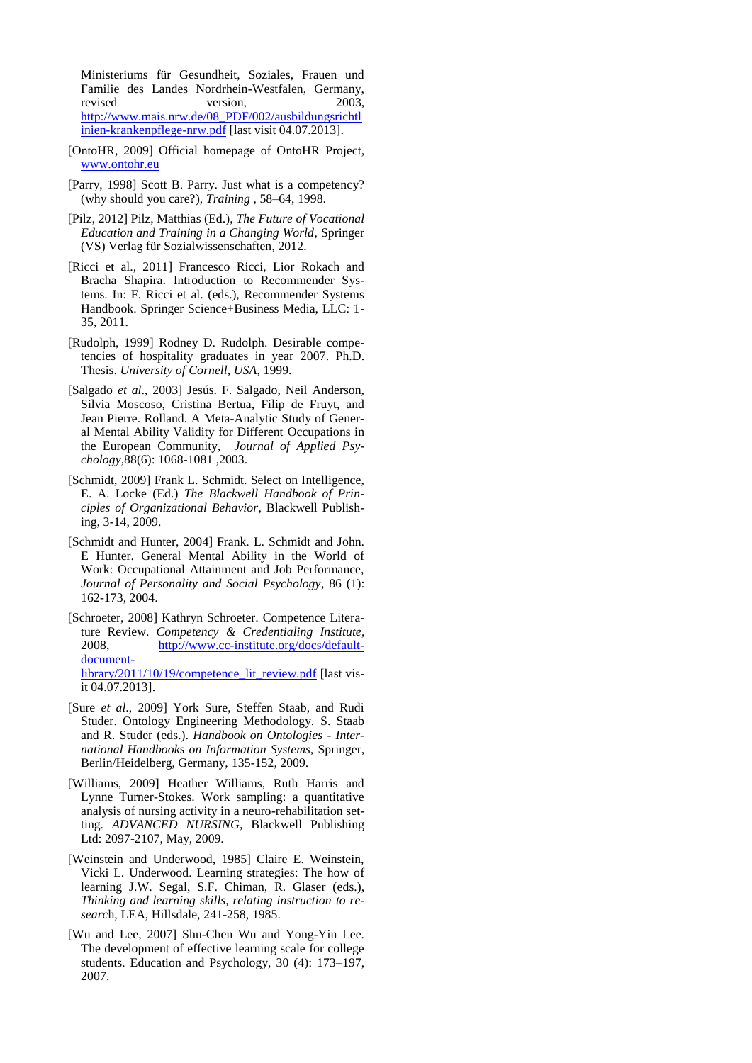Ministeriums für Gesundheit, Soziales, Frauen und Familie des Landes Nordrhein-Westfalen, Germany, revised version, 2003, http://www.mais.nrw.de/08_PDF/002/ausbildungsrichtlinien-krankenpflege-nrw.pdf [last visit 04.07.2013].

[OntoHR, 2009] Official homepage of OntoHR Project, www.ontohr.eu

[Parry, 1998] Scott B. Parry. Just what is a competency? (why should you care?), *Training* , 58–64, 1998.

[Pilz, 2012] Pilz, Matthias (Ed.), *The Future of Vocational Education and Training in a Changing World*, Springer (VS) Verlag für Sozialwissenschaften, 2012.

[Ricci et al., 2011] Francesco Ricci, Lior Rokach and Bracha Shapira. Introduction to Recommender Systems. In: F. Ricci et al. (eds.), Recommender Systems Handbook. Springer Science+Business Media, LLC: 1-35, 2011.

[Rudolph, 1999] Rodney D. Rudolph. Desirable competencies of hospitality graduates in year 2007. Ph.D. Thesis. *University of Cornell, USA*, 1999.

[Salgado *et al*., 2003] Jesús. F. Salgado, Neil Anderson, Silvia Moscoso, Cristina Bertua, Filip de Fruyt, and Jean Pierre. Rolland. A Meta-Analytic Study of General Mental Ability Validity for Different Occupations in the European Community, *Journal of Applied Psychology*,88(6): 1068-1081 ,2003.

[Schmidt, 2009] Frank L. Schmidt. Select on Intelligence, E. A. Locke (Ed.) *The Blackwell Handbook of Principles of Organizational Behavior*, Blackwell Publishing, 3-14, 2009.

[Schmidt and Hunter, 2004] Frank. L. Schmidt and John. E Hunter. General Mental Ability in the World of Work: Occupational Attainment and Job Performance, *Journal of Personality and Social Psychology*, 86 (1): 162-173, 2004.

[Schroeter, 2008] Kathryn Schroeter. Competence Literature Review. *Competency & Credentialing Institute*, 2008, http://www.cc-institute.org/docs/default-document-library/2011/10/19/competence_lit_review.pdf [last visit 04.07.2013].

[Sure *et al*., 2009] York Sure, Steffen Staab, and Rudi Studer. Ontology Engineering Methodology. S. Staab and R. Studer (eds.). *Handbook on Ontologies - International Handbooks on Information Systems*, Springer, Berlin/Heidelberg, Germany, 135-152, 2009.

[Williams, 2009] Heather Williams, Ruth Harris and Lynne Turner-Stokes. Work sampling: a quantitative analysis of nursing activity in a neuro-rehabilitation setting. *ADVANCED NURSING*, Blackwell Publishing Ltd: 2097-2107, May, 2009.

[Weinstein and Underwood, 1985] Claire E. Weinstein, Vicki L. Underwood. Learning strategies: The how of learning J.W. Segal, S.F. Chiman, R. Glaser (eds.), *Thinking and learning skills, relating instruction to research*, LEA, Hillsdale, 241-258, 1985.

[Wu and Lee, 2007] Shu-Chen Wu and Yong-Yin Lee. The development of effective learning scale for college students. Education and Psychology, 30 (4): 173–197, 2007.